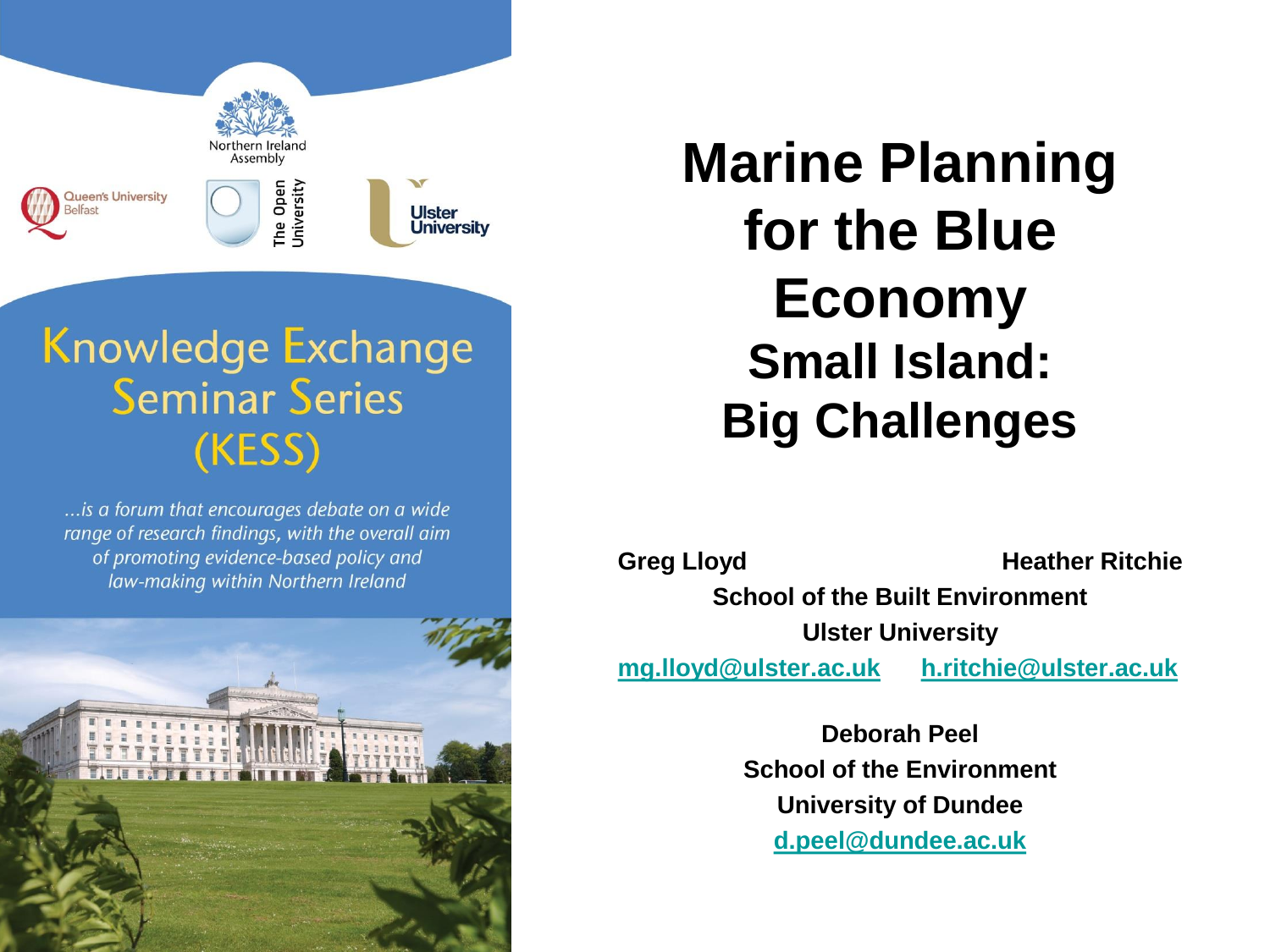Northern Ireland Assembly

Queen's University Belfast

The Open University

Ulster University

# Knowledge Exchange Seminar Series (KESS)

*...is a forum that encourages debate on a wide range of research findings, with the overall aim of promoting evidence-based policy and law-making within Northern Ireland*

# Marine Planning for the Blue Economy

## Small Island: Big Challenges

**Greg Lloyd** **Heather Ritchie**

**School of the Built Environment**

**Ulster University**

**mg.lloyd@ulster.ac.uk** **h.ritchie@ulster.ac.uk**

**Deborah Peel**

**School of the Environment**

**University of Dundee**

**d.peel@dundee.ac.uk**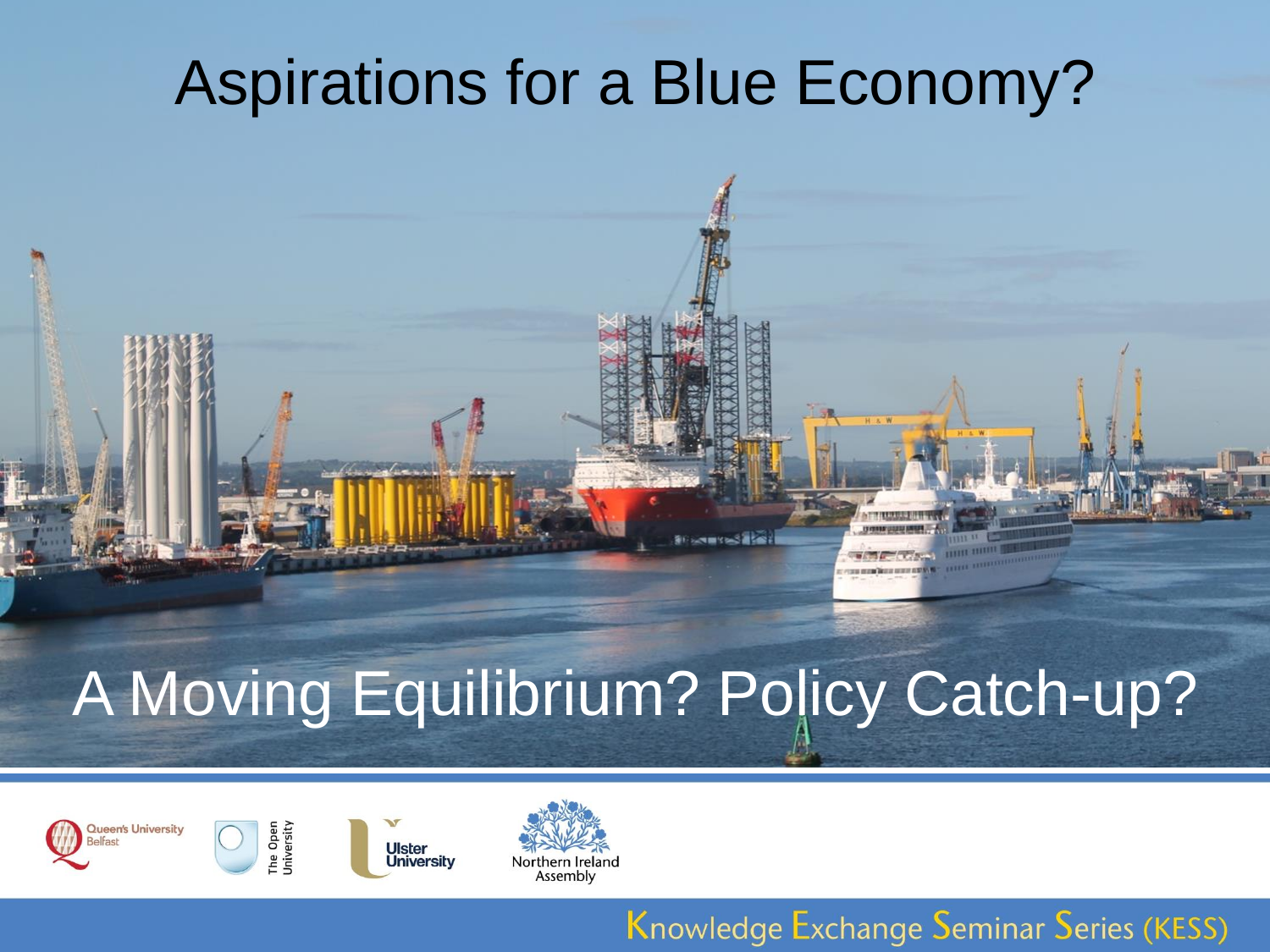# Aspirations for a Blue Economy?

A Moving Equilibrium? Policy Catch-up?

Queen's University Belfast

The Open University

Ulster University

Northern Ireland Assembly

Knowledge Exchange Seminar Series (KESS)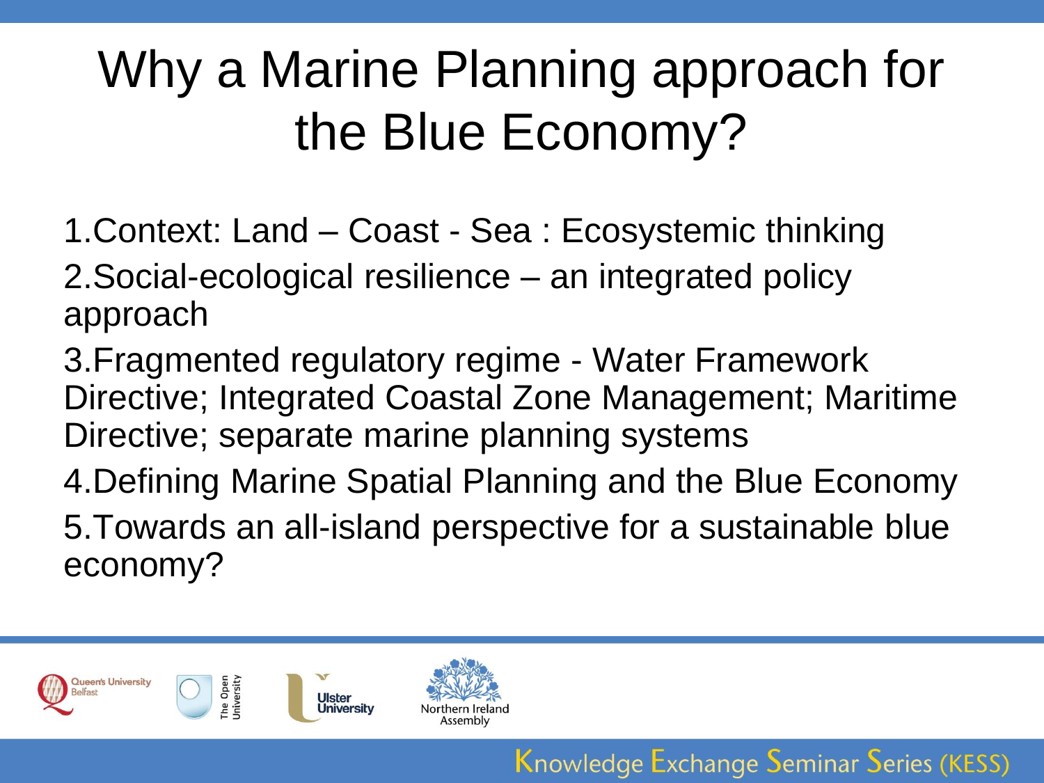# Why a Marine Planning approach for the Blue Economy?

1. Context: Land – Coast - Sea : Ecosystemic thinking
2. Social-ecological resilience – an integrated policy approach
3. Fragmented regulatory regime - Water Framework Directive; Integrated Coastal Zone Management; Maritime Directive; separate marine planning systems
4. Defining Marine Spatial Planning and the Blue Economy
5. Towards an all-island perspective for a sustainable blue economy?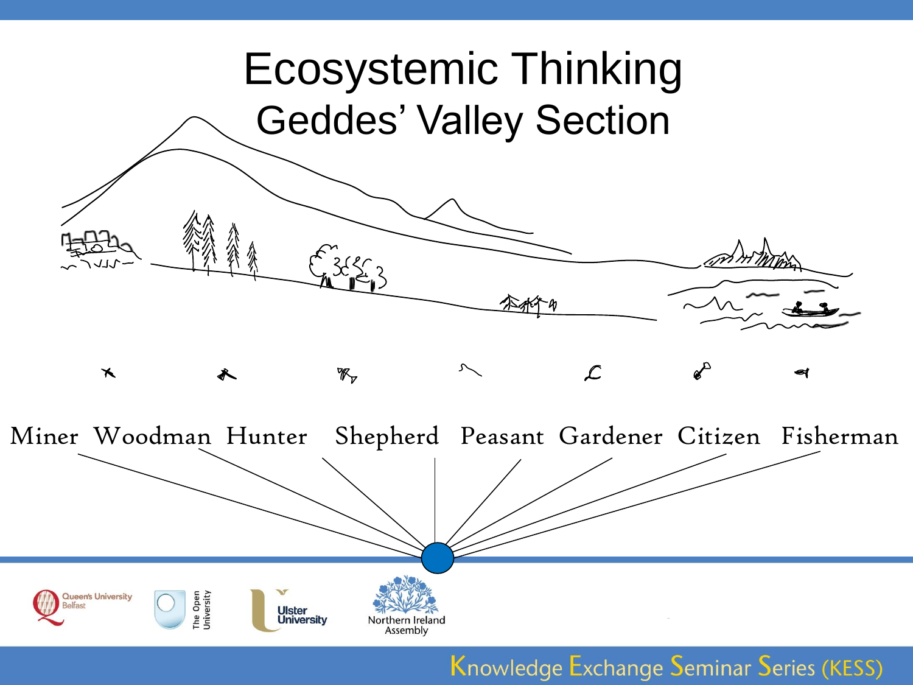# Ecosystemic Thinking

## Geddes' Valley Section

Miner Woodman Hunter Shepherd Peasant Gardener Citizen Fisherman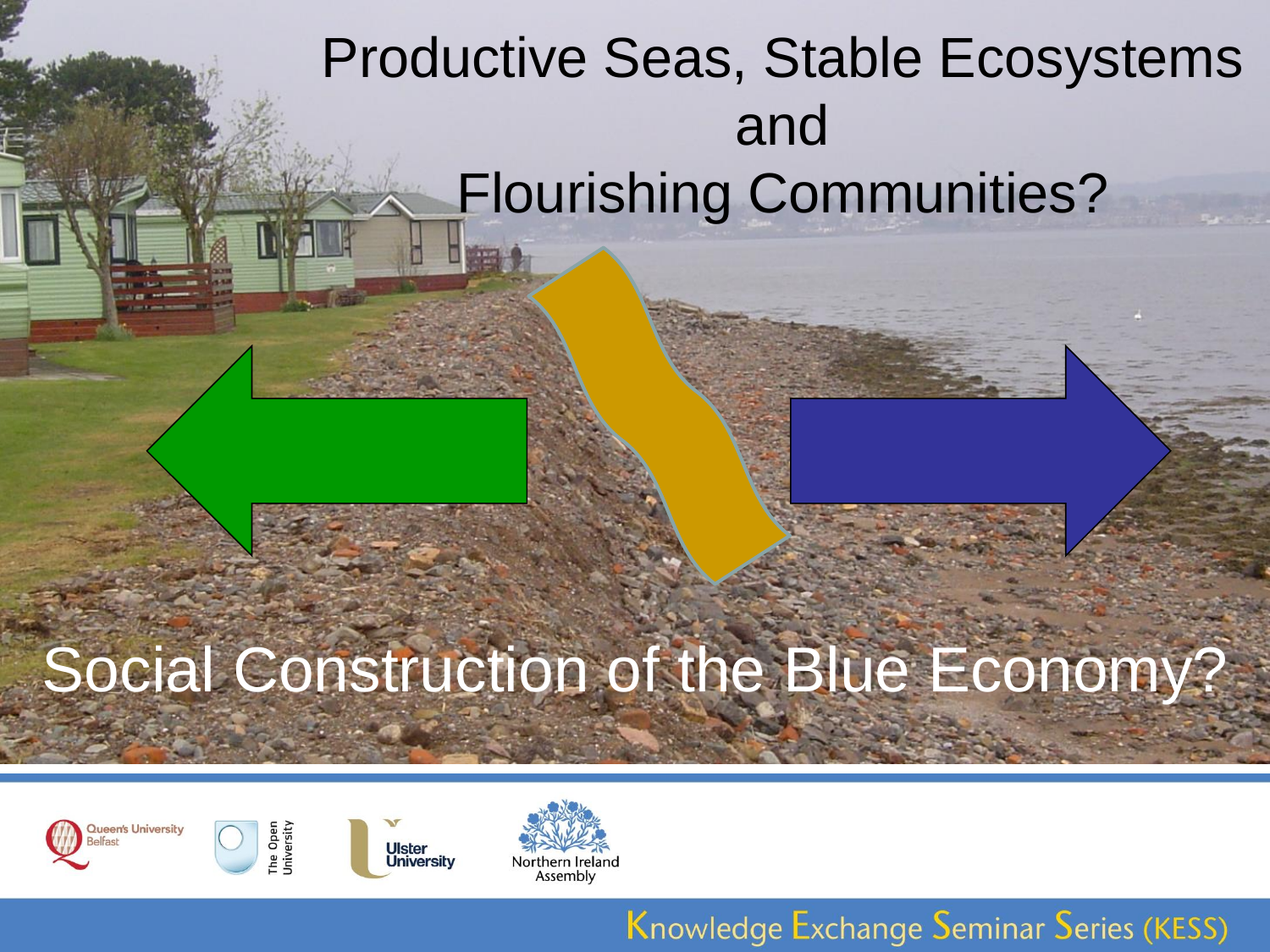# Productive Seas, Stable Ecosystems and Flourishing Communities?

Social Construction of the Blue Economy?

Knowledge Exchange Seminar Series (KESS)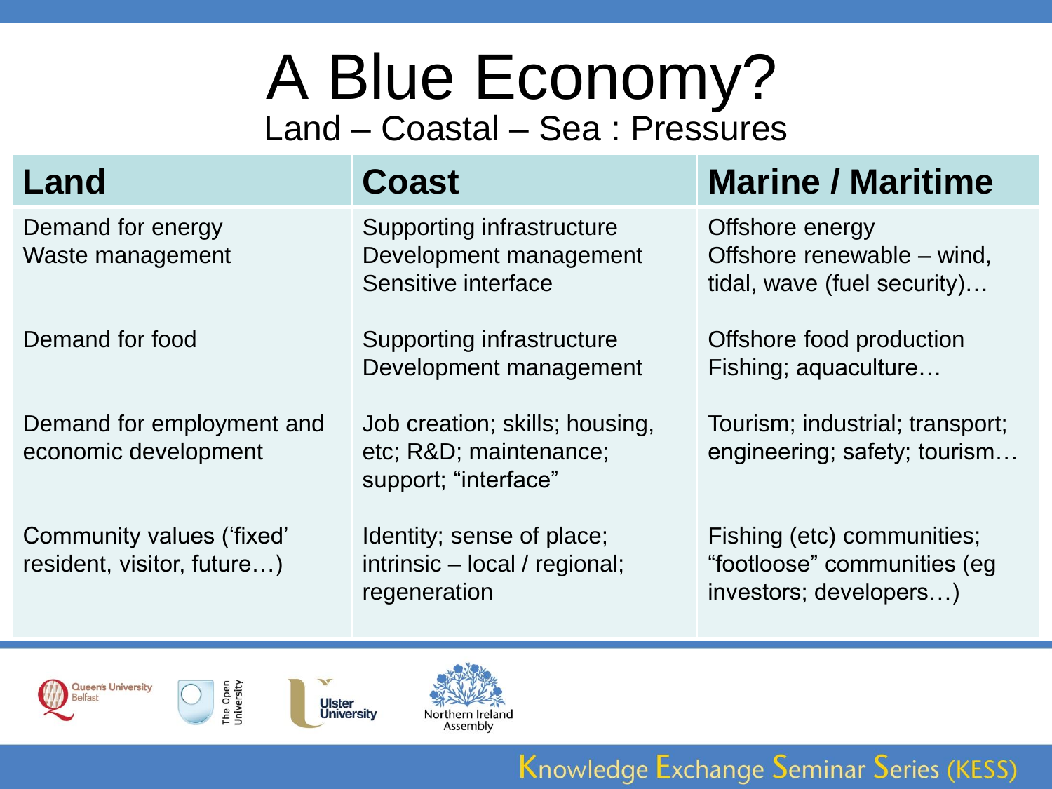# A Blue Economy?

## Land – Coastal – Sea : Pressures

| Land | Coast | Marine / Maritime |
| --- | --- | --- |
| Demand for energy<br>Waste management | Supporting infrastructure<br>Development management<br>Sensitive interface | Offshore energy<br>Offshore renewable – wind, tidal, wave (fuel security)… |
| Demand for food | Supporting infrastructure<br>Development management | Offshore food production<br>Fishing; aquaculture… |
| Demand for employment and economic development | Job creation; skills; housing, etc; R&D; maintenance; support; "interface" | Tourism; industrial; transport; engineering; safety; tourism… |
| Community values ('fixed' resident, visitor, future…) | Identity; sense of place; intrinsic – local / regional; regeneration | Fishing (etc) communities; "footloose" communities (eg investors; developers…) |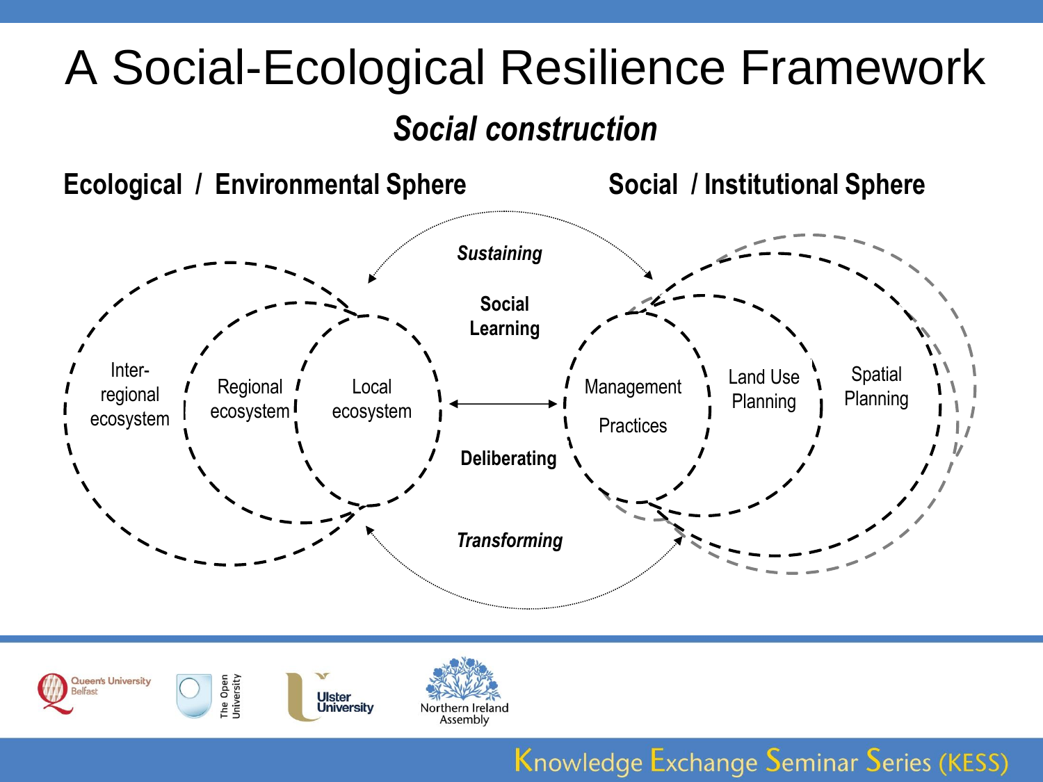# A Social-Ecological Resilience Framework

***Social construction***

**Ecological / Environmental Sphere** | **Social / Institutional Sphere**

Inter-regional ecosystem

Regional ecosystem

Local ecosystem

***Sustaining***

**Social Learning**

**Deliberating**

***Transforming***

Management Practices

Land Use Planning

Spatial Planning

Queen's University Belfast | The Open University | Ulster University | Northern Ireland Assembly

Knowledge Exchange Seminar Series (KESS)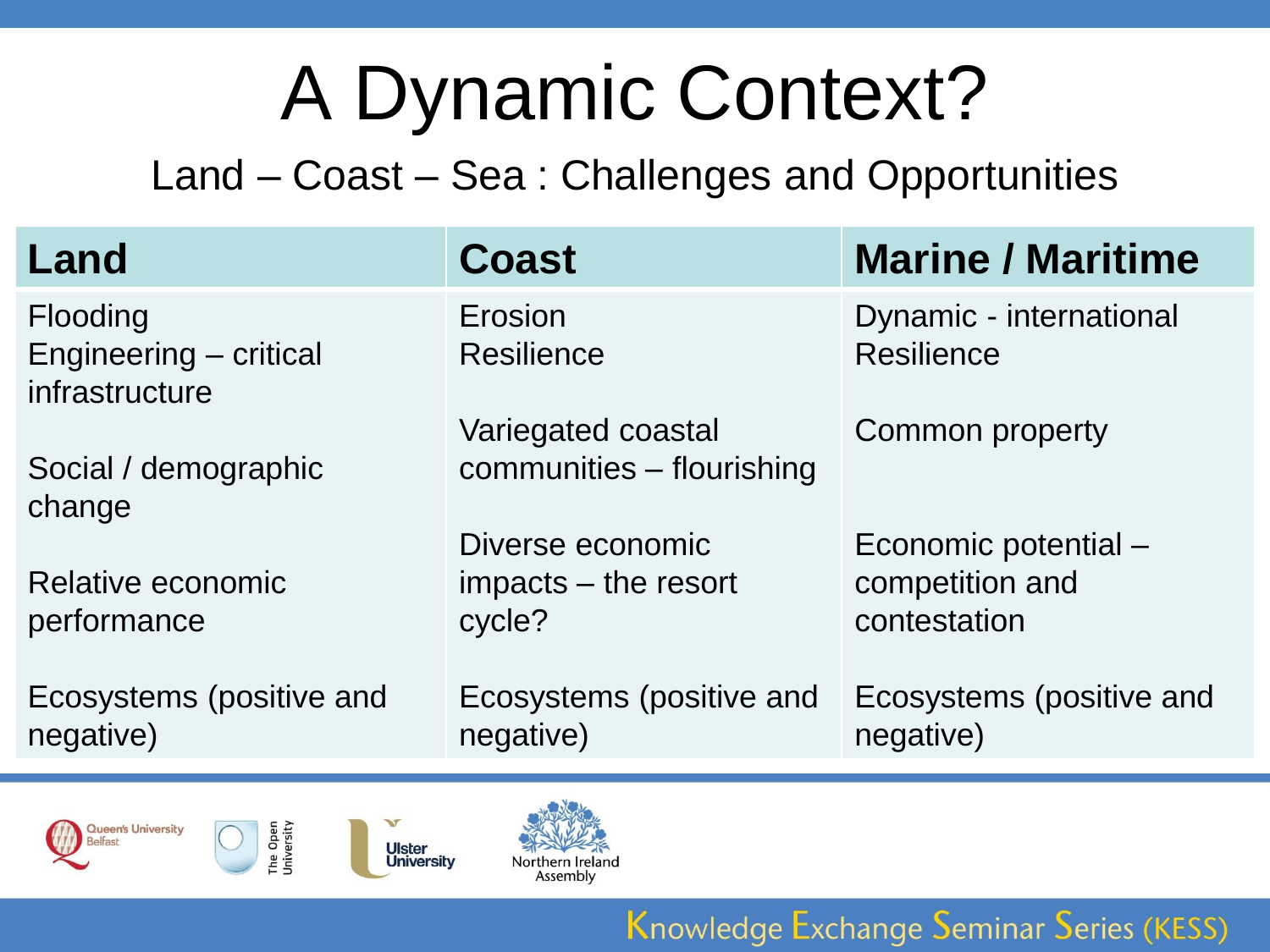# A Dynamic Context?

## Land – Coast – Sea : Challenges and Opportunities

| Land | Coast | Marine / Maritime |
|---|---|---|
| Flooding<br>Engineering – critical infrastructure<br><br>Social / demographic change<br><br>Relative economic performance<br><br>Ecosystems (positive and negative) | Erosion<br>Resilience<br><br>Variegated coastal communities – flourishing<br><br>Diverse economic impacts – the resort cycle?<br><br>Ecosystems (positive and negative) | Dynamic - international<br>Resilience<br><br>Common property<br><br>Economic potential – competition and contestation<br><br>Ecosystems (positive and negative) |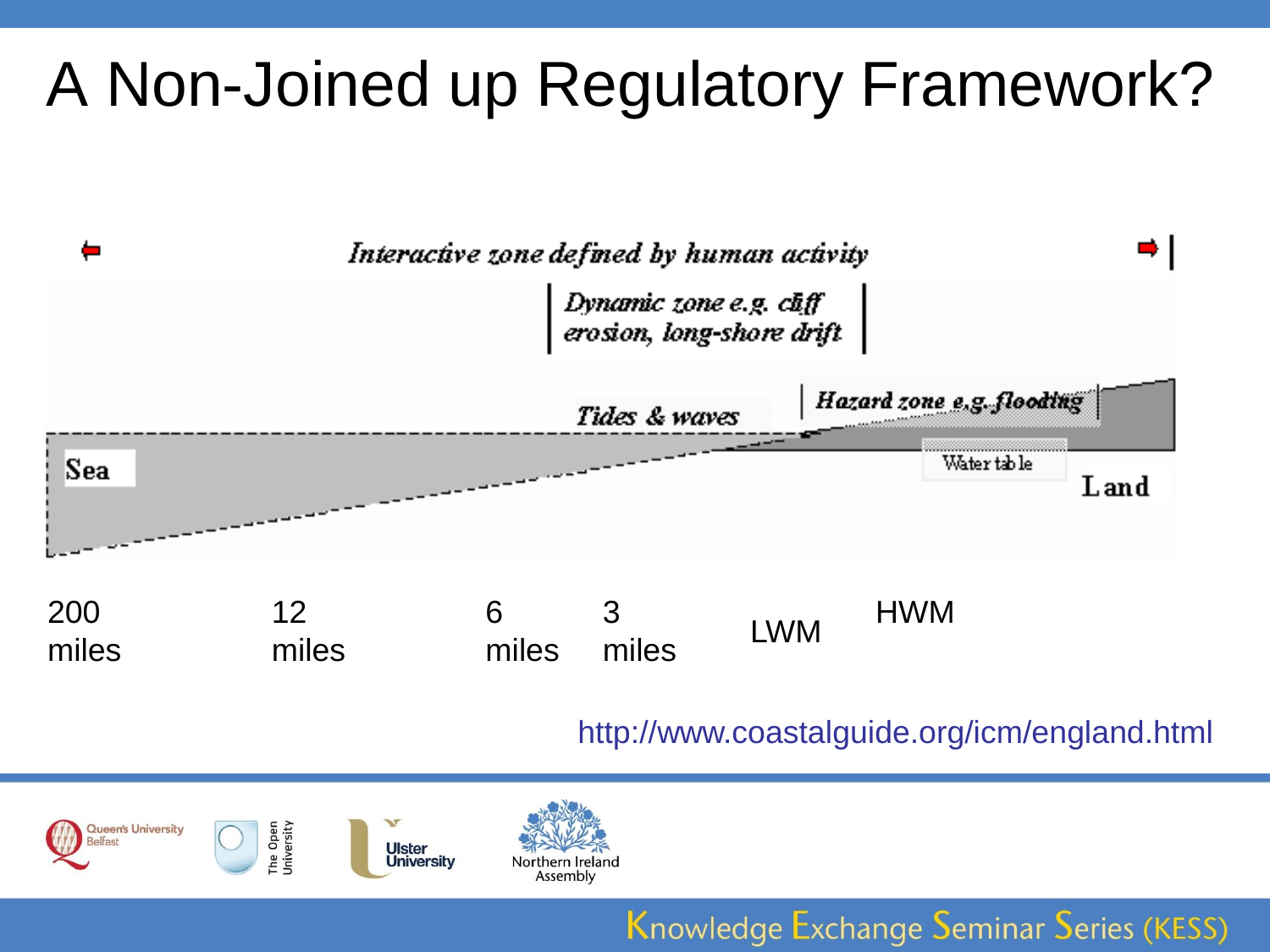# A Non-Joined up Regulatory Framework?

*Interactive zone defined by human activity*

*Dynamic zone e.g. cliff erosion, long-shore drift*

*Tides & waves*

*Hazard zone e.g. flooding*

Water table

Sea

Land

200 miles | 12 miles | 6 miles | 3 miles | LWM | HWM

http://www.coastalguide.org/icm/england.html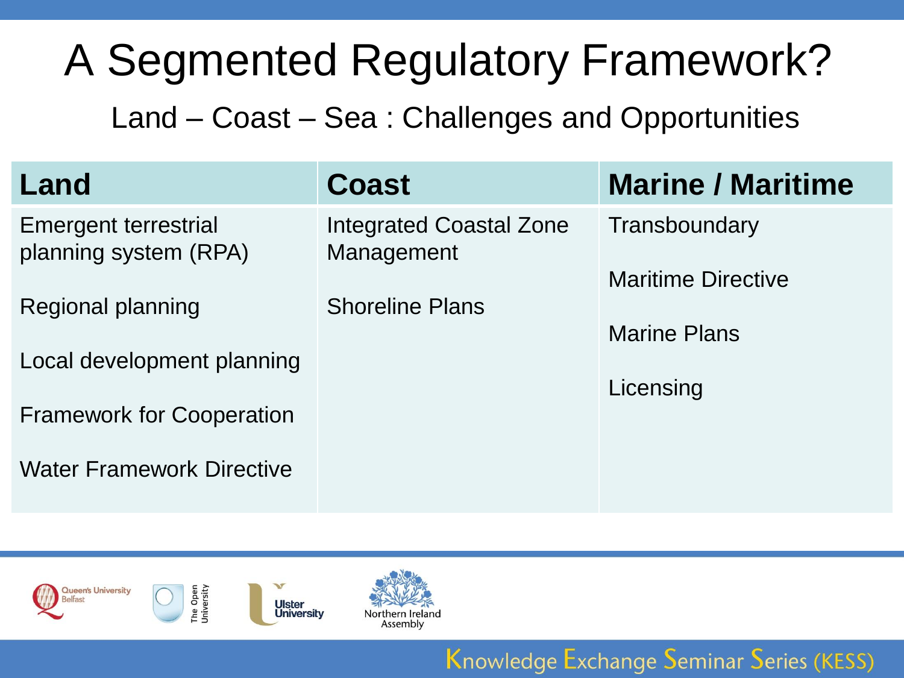# A Segmented Regulatory Framework?

## Land – Coast – Sea : Challenges and Opportunities

| Land | Coast | Marine / Maritime |
|---|---|---|
| Emergent terrestrial planning system (RPA)<br><br>Regional planning<br><br>Local development planning<br><br>Framework for Cooperation<br><br>Water Framework Directive | Integrated Coastal Zone Management<br><br>Shoreline Plans | Transboundary<br><br>Maritime Directive<br><br>Marine Plans<br><br>Licensing |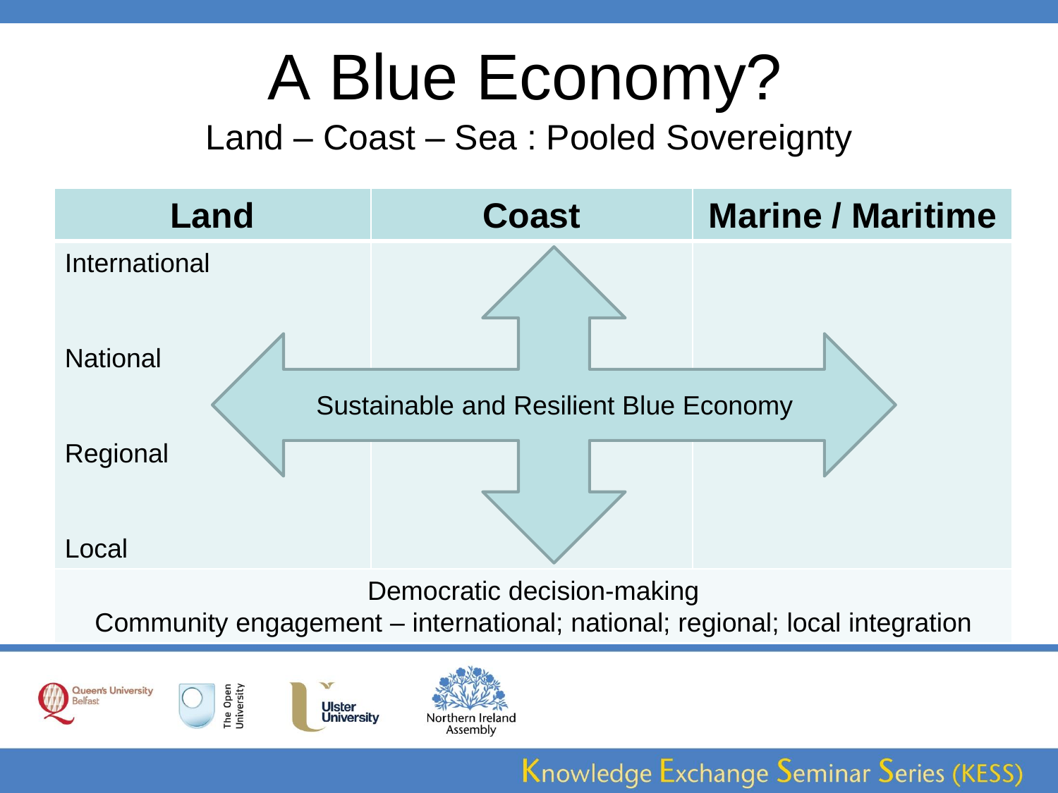# A Blue Economy?

## Land – Coast – Sea : Pooled Sovereignty

| Land | Coast | Marine / Maritime |
| --- | --- | --- |
| International | | |
| National | | |
| Regional | | |
| Local | | |

Sustainable and Resilient Blue Economy

Democratic decision-making

Community engagement – international; national; regional; local integration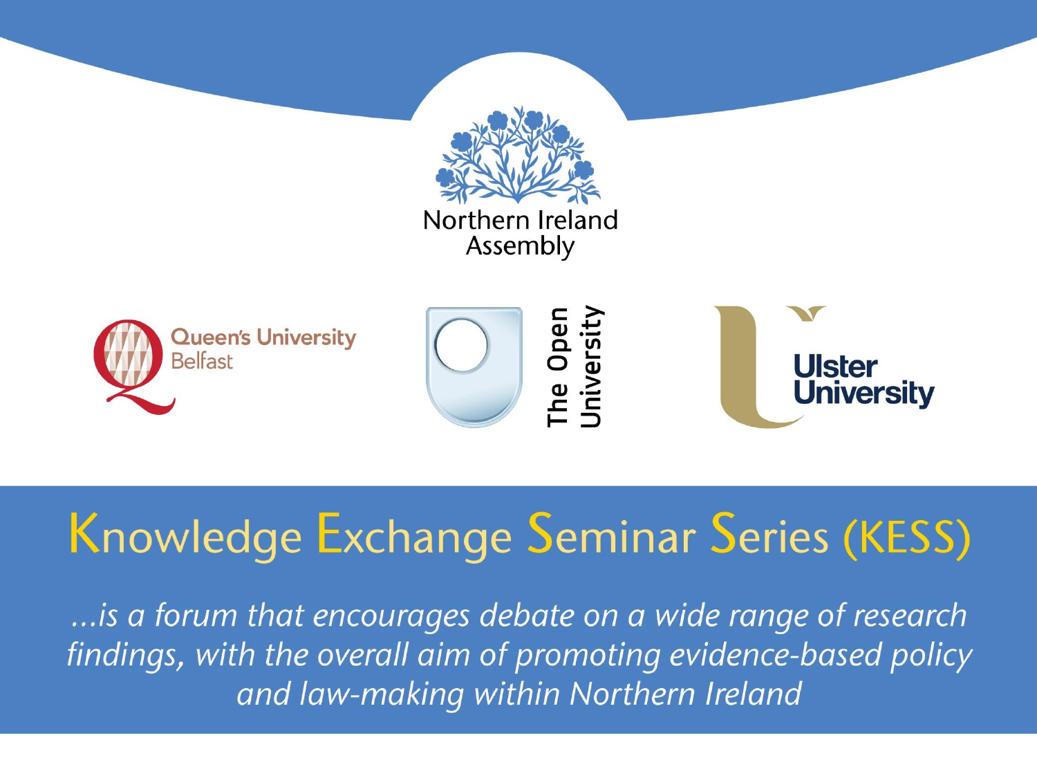Northern Ireland Assembly

Queen's University Belfast

The Open University

Ulster University

# Knowledge Exchange Seminar Series (KESS)

*...is a forum that encourages debate on a wide range of research findings, with the overall aim of promoting evidence-based policy and law-making within Northern Ireland*